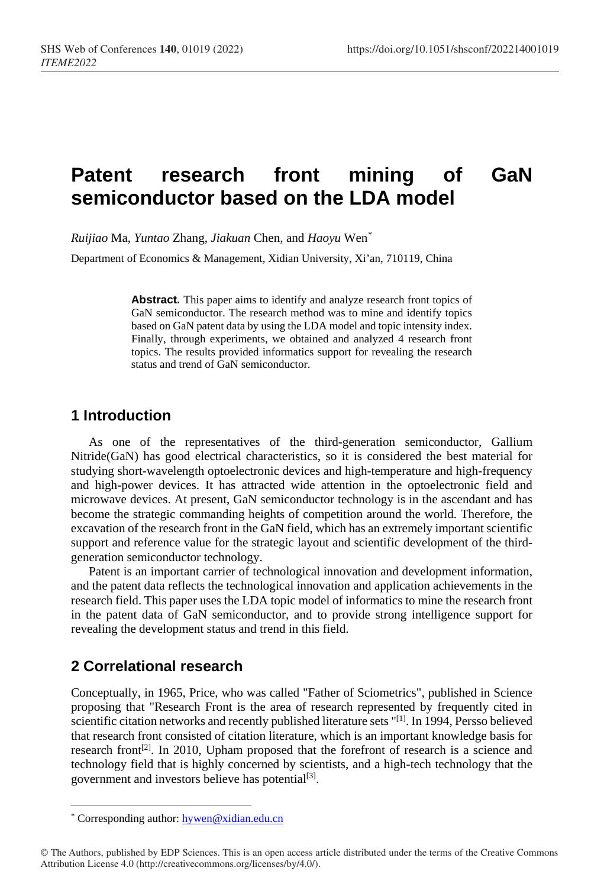# Patent research front mining of GaN semiconductor based on the LDA model

*Ruijiao* Ma, *Yuntao* Zhang, *Jiakuan* Chen, and *Haoyu* Wen*

Department of Economics & Management, Xidian University, Xi'an, 710119, China

**Abstract.** This paper aims to identify and analyze research front topics of GaN semiconductor. The research method was to mine and identify topics based on GaN patent data by using the LDA model and topic intensity index. Finally, through experiments, we obtained and analyzed 4 research front topics. The results provided informatics support for revealing the research status and trend of GaN semiconductor.

## 1 Introduction

As one of the representatives of the third-generation semiconductor, Gallium Nitride(GaN) has good electrical characteristics, so it is considered the best material for studying short-wavelength optoelectronic devices and high-temperature and high-frequency and high-power devices. It has attracted wide attention in the optoelectronic field and microwave devices. At present, GaN semiconductor technology is in the ascendant and has become the strategic commanding heights of competition around the world. Therefore, the excavation of the research front in the GaN field, which has an extremely important scientific support and reference value for the strategic layout and scientific development of the third-generation semiconductor technology.

Patent is an important carrier of technological innovation and development information, and the patent data reflects the technological innovation and application achievements in the research field. This paper uses the LDA topic model of informatics to mine the research front in the patent data of GaN semiconductor, and to provide strong intelligence support for revealing the development status and trend in this field.

## 2 Correlational research

Conceptually, in 1965, Price, who was called "Father of Sciometrics", published in Science proposing that "Research Front is the area of research represented by frequently cited in scientific citation networks and recently published literature sets "[1]. In 1994, Persso believed that research front consisted of citation literature, which is an important knowledge basis for research front[2]. In 2010, Upham proposed that the forefront of research is a science and technology field that is highly concerned by scientists, and a high-tech technology that the government and investors believe has potential[3].

* Corresponding author: hywen@xidian.edu.cn

© The Authors, published by EDP Sciences. This is an open access article distributed under the terms of the Creative Commons Attribution License 4.0 (http://creativecommons.org/licenses/by/4.0/).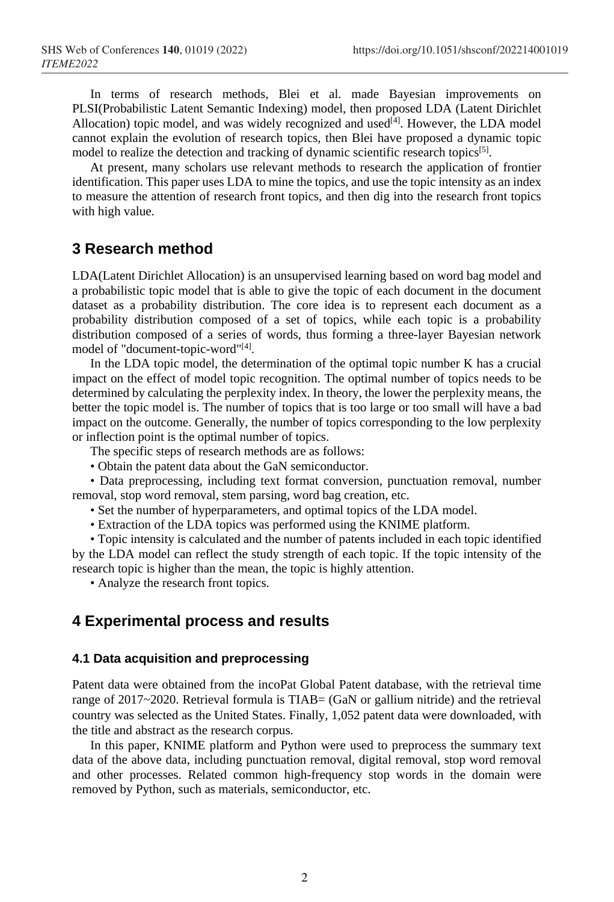In terms of research methods, Blei et al. made Bayesian improvements on PLSI(Probabilistic Latent Semantic Indexing) model, then proposed LDA (Latent Dirichlet Allocation) topic model, and was widely recognized and used[4]. However, the LDA model cannot explain the evolution of research topics, then Blei have proposed a dynamic topic model to realize the detection and tracking of dynamic scientific research topics[5].

At present, many scholars use relevant methods to research the application of frontier identification. This paper uses LDA to mine the topics, and use the topic intensity as an index to measure the attention of research front topics, and then dig into the research front topics with high value.

## 3 Research method

LDA(Latent Dirichlet Allocation) is an unsupervised learning based on word bag model and a probabilistic topic model that is able to give the topic of each document in the document dataset as a probability distribution. The core idea is to represent each document as a probability distribution composed of a set of topics, while each topic is a probability distribution composed of a series of words, thus forming a three-layer Bayesian network model of "document-topic-word"[4].

In the LDA topic model, the determination of the optimal topic number K has a crucial impact on the effect of model topic recognition. The optimal number of topics needs to be determined by calculating the perplexity index. In theory, the lower the perplexity means, the better the topic model is. The number of topics that is too large or too small will have a bad impact on the outcome. Generally, the number of topics corresponding to the low perplexity or inflection point is the optimal number of topics.

The specific steps of research methods are as follows:

- Obtain the patent data about the GaN semiconductor.
- Data preprocessing, including text format conversion, punctuation removal, number removal, stop word removal, stem parsing, word bag creation, etc.
- Set the number of hyperparameters, and optimal topics of the LDA model.
- Extraction of the LDA topics was performed using the KNIME platform.
- Topic intensity is calculated and the number of patents included in each topic identified by the LDA model can reflect the study strength of each topic. If the topic intensity of the research topic is higher than the mean, the topic is highly attention.
- Analyze the research front topics.

## 4 Experimental process and results

### 4.1 Data acquisition and preprocessing

Patent data were obtained from the incoPat Global Patent database, with the retrieval time range of 2017~2020. Retrieval formula is TIAB= (GaN or gallium nitride) and the retrieval country was selected as the United States. Finally, 1,052 patent data were downloaded, with the title and abstract as the research corpus.

In this paper, KNIME platform and Python were used to preprocess the summary text data of the above data, including punctuation removal, digital removal, stop word removal and other processes. Related common high-frequency stop words in the domain were removed by Python, such as materials, semiconductor, etc.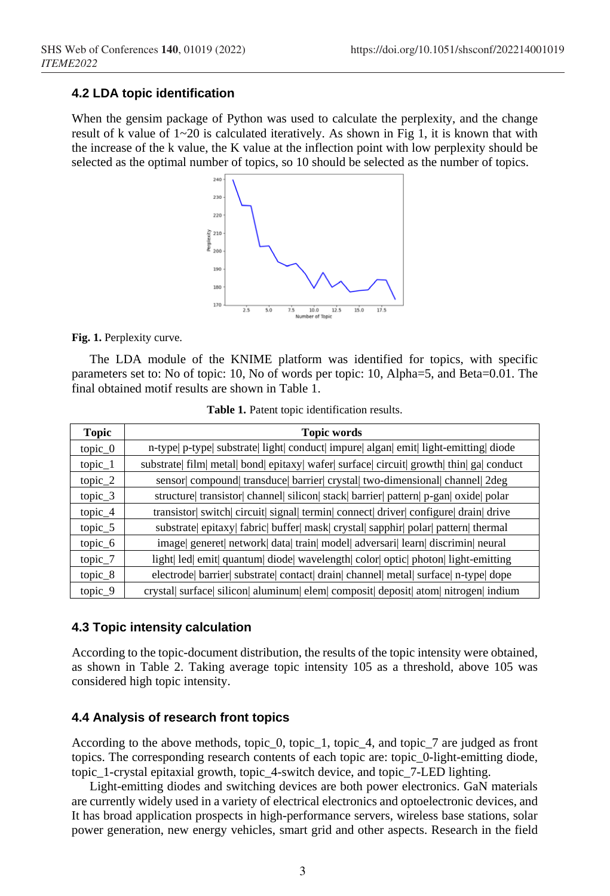### 4.2 LDA topic identification

When the gensim package of Python was used to calculate the perplexity, and the change result of k value of 1~20 is calculated iteratively. As shown in Fig 1, it is known that with the increase of the k value, the K value at the inflection point with low perplexity should be selected as the optimal number of topics, so 10 should be selected as the number of topics.

**Fig. 1.** Perplexity curve.

The LDA module of the KNIME platform was identified for topics, with specific parameters set to: No of topic: 10, No of words per topic: 10, Alpha=5, and Beta=0.01. The final obtained motif results are shown in Table 1.

**Table 1.** Patent topic identification results.

| Topic | Topic words |
|---|---|
| topic_0 | n-type\| p-type\| substrate\| light\| conduct\| impure\| algan\| emit\| light-emitting\| diode |
| topic_1 | substrate\| film\| metal\| bond\| epitaxy\| wafer\| surface\| circuit\| growth\| thin\| ga\| conduct |
| topic_2 | sensor\| compound\| transduce\| barrier\| crystal\| two-dimensional\| channel\| 2deg |
| topic_3 | structure\| transistor\| channel\| silicon\| stack\| barrier\| pattern\| p-gan\| oxide\| polar |
| topic_4 | transistor\| switch\| circuit\| signal\| termin\| connect\| driver\| configure\| drain\| drive |
| topic_5 | substrate\| epitaxy\| fabric\| buffer\| mask\| crystal\| sapphir\| polar\| pattern\| thermal |
| topic_6 | image\| generet\| network\| data\| train\| model\| adversari\| learn\| discrimin\| neural |
| topic_7 | light\| led\| emit\| quantum\| diode\| wavelength\| color\| optic\| photon\| light-emitting |
| topic_8 | electrode\| barrier\| substrate\| contact\| drain\| channel\| metal\| surface\| n-type\| dope |
| topic_9 | crystal\| surface\| silicon\| aluminum\| elem\| composit\| deposit\| atom\| nitrogen\| indium |

### 4.3 Topic intensity calculation

According to the topic-document distribution, the results of the topic intensity were obtained, as shown in Table 2. Taking average topic intensity 105 as a threshold, above 105 was considered high topic intensity.

### 4.4 Analysis of research front topics

According to the above methods, topic_0, topic_1, topic_4, and topic_7 are judged as front topics. The corresponding research contents of each topic are: topic_0-light-emitting diode, topic_1-crystal epitaxial growth, topic_4-switch device, and topic_7-LED lighting.

Light-emitting diodes and switching devices are both power electronics. GaN materials are currently widely used in a variety of electrical electronics and optoelectronic devices, and It has broad application prospects in high-performance servers, wireless base stations, solar power generation, new energy vehicles, smart grid and other aspects. Research in the field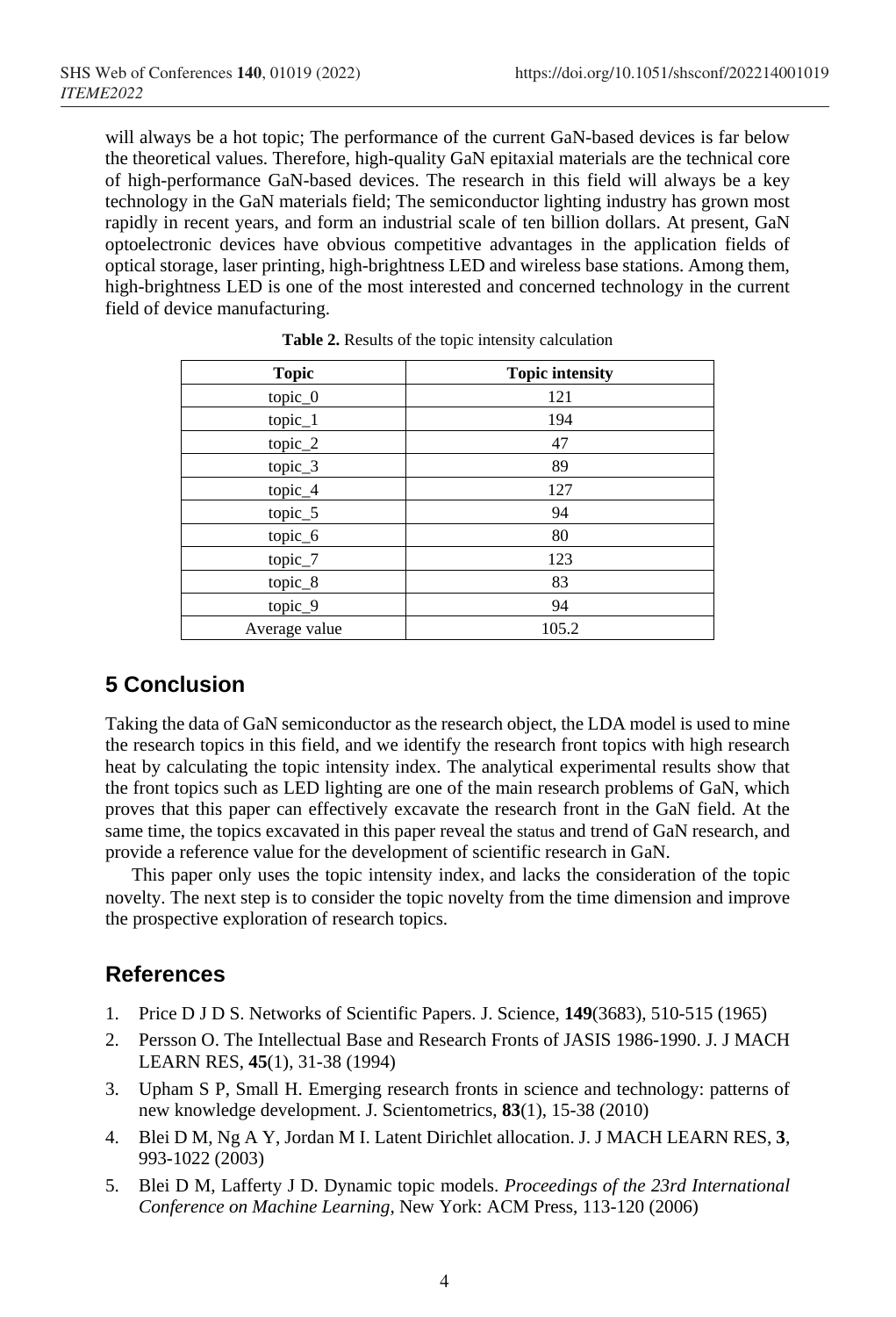will always be a hot topic; The performance of the current GaN-based devices is far below the theoretical values. Therefore, high-quality GaN epitaxial materials are the technical core of high-performance GaN-based devices. The research in this field will always be a key technology in the GaN materials field; The semiconductor lighting industry has grown most rapidly in recent years, and form an industrial scale of ten billion dollars. At present, GaN optoelectronic devices have obvious competitive advantages in the application fields of optical storage, laser printing, high-brightness LED and wireless base stations. Among them, high-brightness LED is one of the most interested and concerned technology in the current field of device manufacturing.

**Table 2.** Results of the topic intensity calculation

| Topic | Topic intensity |
|---|---|
| topic_0 | 121 |
| topic_1 | 194 |
| topic_2 | 47 |
| topic_3 | 89 |
| topic_4 | 127 |
| topic_5 | 94 |
| topic_6 | 80 |
| topic_7 | 123 |
| topic_8 | 83 |
| topic_9 | 94 |
| Average value | 105.2 |

## 5 Conclusion

Taking the data of GaN semiconductor as the research object, the LDA model is used to mine the research topics in this field, and we identify the research front topics with high research heat by calculating the topic intensity index. The analytical experimental results show that the front topics such as LED lighting are one of the main research problems of GaN, which proves that this paper can effectively excavate the research front in the GaN field. At the same time, the topics excavated in this paper reveal the status and trend of GaN research, and provide a reference value for the development of scientific research in GaN.

This paper only uses the topic intensity index, and lacks the consideration of the topic novelty. The next step is to consider the topic novelty from the time dimension and improve the prospective exploration of research topics.

## References

1. Price D J D S. Networks of Scientific Papers. J. Science, **149**(3683), 510-515 (1965)
2. Persson O. The Intellectual Base and Research Fronts of JASIS 1986-1990. J. J MACH LEARN RES, **45**(1), 31-38 (1994)
3. Upham S P, Small H. Emerging research fronts in science and technology: patterns of new knowledge development. J. Scientometrics, **83**(1), 15-38 (2010)
4. Blei D M, Ng A Y, Jordan M I. Latent Dirichlet allocation. J. J MACH LEARN RES, **3**, 993-1022 (2003)
5. Blei D M, Lafferty J D. Dynamic topic models. *Proceedings of the 23rd International Conference on Machine Learning,* New York: ACM Press, 113-120 (2006)